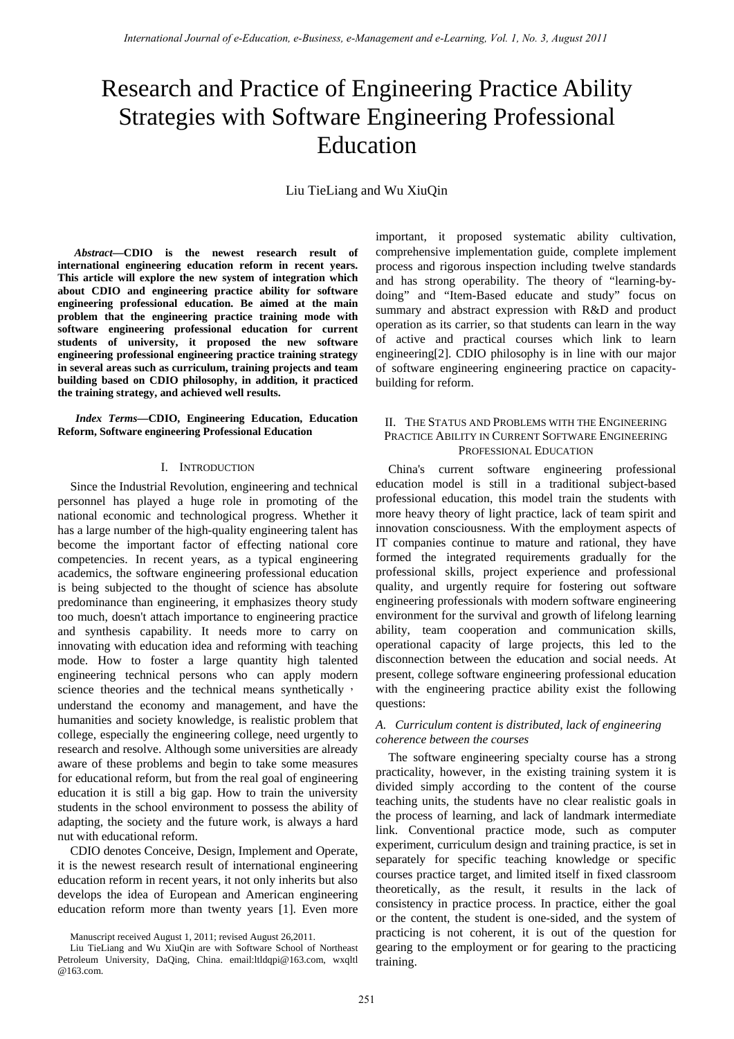# Research and Practice of Engineering Practice Ability Strategies with Software Engineering Professional Education

Liu TieLiang and Wu XiuQin

***Abstract*—CDIO is the newest research result of international engineering education reform in recent years. This article will explore the new system of integration which about CDIO and engineering practice ability for software engineering professional education. Be aimed at the main problem that the engineering practice training mode with software engineering professional education for current students of university, it proposed the new software engineering professional engineering practice training strategy in several areas such as curriculum, training projects and team building based on CDIO philosophy, in addition, it practiced the training strategy, and achieved well results.**

***Index Terms*—CDIO, Engineering Education, Education Reform, Software engineering Professional Education**

## I. Introduction

Since the Industrial Revolution, engineering and technical personnel has played a huge role in promoting of the national economic and technological progress. Whether it has a large number of the high-quality engineering talent has become the important factor of effecting national core competencies. In recent years, as a typical engineering academics, the software engineering professional education is being subjected to the thought of science has absolute predominance than engineering, it emphasizes theory study too much, doesn't attach importance to engineering practice and synthesis capability. It needs more to carry on innovating with education idea and reforming with teaching mode. How to foster a large quantity high talented engineering technical persons who can apply modern science theories and the technical means synthetically， understand the economy and management, and have the humanities and society knowledge, is realistic problem that college, especially the engineering college, need urgently to research and resolve. Although some universities are already aware of these problems and begin to take some measures for educational reform, but from the real goal of engineering education it is still a big gap. How to train the university students in the school environment to possess the ability of adapting, the society and the future work, is always a hard nut with educational reform.

CDIO denotes Conceive, Design, Implement and Operate, it is the newest research result of international engineering education reform in recent years, it not only inherits but also develops the idea of European and American engineering education reform more than twenty years [1]. Even more important, it proposed systematic ability cultivation, comprehensive implementation guide, complete implement process and rigorous inspection including twelve standards and has strong operability. The theory of "learning-by-doing" and "Item-Based educate and study" focus on summary and abstract expression with R&D and product operation as its carrier, so that students can learn in the way of active and practical courses which link to learn engineering[2]. CDIO philosophy is in line with our major of software engineering engineering practice on capacity-building for reform.

Manuscript received August 1, 2011; revised August 26,2011.

Liu TieLiang and Wu XiuQin are with Software School of Northeast Petroleum University, DaQing, China. email:ltldqpi@163.com, wxqltl @163.com.

## II. The Status and Problems with the Engineering Practice Ability in Current Software Engineering Professional Education

China's current software engineering professional education model is still in a traditional subject-based professional education, this model train the students with more heavy theory of light practice, lack of team spirit and innovation consciousness. With the employment aspects of IT companies continue to mature and rational, they have formed the integrated requirements gradually for the professional skills, project experience and professional quality, and urgently require for fostering out software engineering professionals with modern software engineering environment for the survival and growth of lifelong learning ability, team cooperation and communication skills, operational capacity of large projects, this led to the disconnection between the education and social needs. At present, college software engineering professional education with the engineering practice ability exist the following questions:

### *A. Curriculum content is distributed, lack of engineering coherence between the courses*

The software engineering specialty course has a strong practicality, however, in the existing training system it is divided simply according to the content of the course teaching units, the students have no clear realistic goals in the process of learning, and lack of landmark intermediate link. Conventional practice mode, such as computer experiment, curriculum design and training practice, is set in separately for specific teaching knowledge or specific courses practice target, and limited itself in fixed classroom theoretically, as the result, it results in the lack of consistency in practice process. In practice, either the goal or the content, the student is one-sided, and the system of practicing is not coherent, it is out of the question for gearing to the employment or for gearing to the practicing training.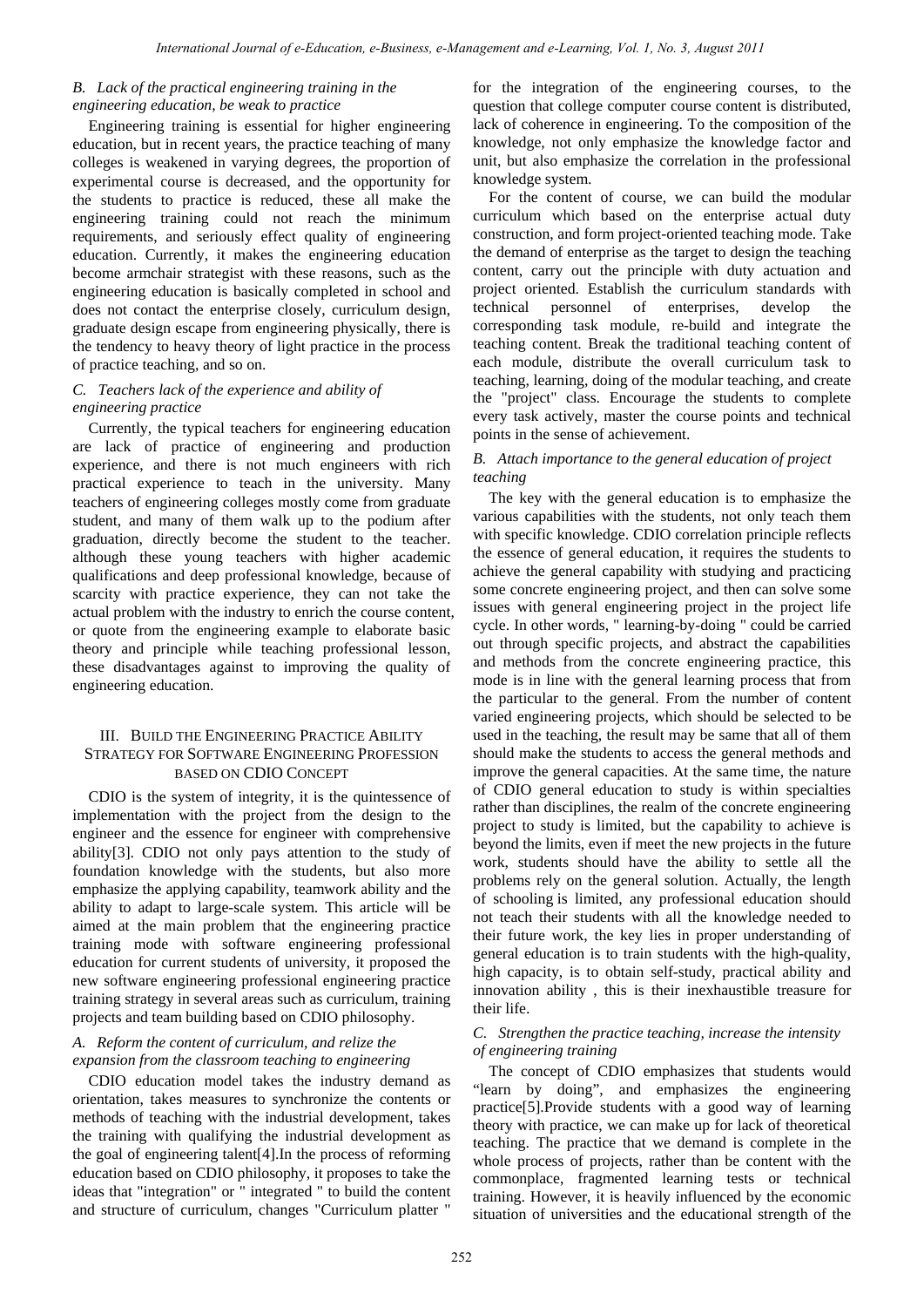### *B. Lack of the practical engineering training in the engineering education, be weak to practice*

Engineering training is essential for higher engineering education, but in recent years, the practice teaching of many colleges is weakened in varying degrees, the proportion of experimental course is decreased, and the opportunity for the students to practice is reduced, these all make the engineering training could not reach the minimum requirements, and seriously effect quality of engineering education. Currently, it makes the engineering education become armchair strategist with these reasons, such as the engineering education is basically completed in school and does not contact the enterprise closely, curriculum design, graduate design escape from engineering physically, there is the tendency to heavy theory of light practice in the process of practice teaching, and so on.

### *C. Teachers lack of the experience and ability of engineering practice*

Currently, the typical teachers for engineering education are lack of practice of engineering and production experience, and there is not much engineers with rich practical experience to teach in the university. Many teachers of engineering colleges mostly come from graduate student, and many of them walk up to the podium after graduation, directly become the student to the teacher. although these young teachers with higher academic qualifications and deep professional knowledge, because of scarcity with practice experience, they can not take the actual problem with the industry to enrich the course content, or quote from the engineering example to elaborate basic theory and principle while teaching professional lesson, these disadvantages against to improving the quality of engineering education.

## III. Build the Engineering Practice Ability Strategy for Software Engineering Profession Based on CDIO Concept

CDIO is the system of integrity, it is the quintessence of implementation with the project from the design to the engineer and the essence for engineer with comprehensive ability[3]. CDIO not only pays attention to the study of foundation knowledge with the students, but also more emphasize the applying capability, teamwork ability and the ability to adapt to large-scale system. This article will be aimed at the main problem that the engineering practice training mode with software engineering professional education for current students of university, it proposed the new software engineering professional engineering practice training strategy in several areas such as curriculum, training projects and team building based on CDIO philosophy.

### *A. Reform the content of curriculum, and relize the expansion from the classroom teaching to engineering*

CDIO education model takes the industry demand as orientation, takes measures to synchronize the contents or methods of teaching with the industrial development, takes the training with qualifying the industrial development as the goal of engineering talent[4].In the process of reforming education based on CDIO philosophy, it proposes to take the ideas that "integration" or " integrated " to build the content and structure of curriculum, changes "Curriculum platter " for the integration of the engineering courses, to the question that college computer course content is distributed, lack of coherence in engineering. To the composition of the knowledge, not only emphasize the knowledge factor and unit, but also emphasize the correlation in the professional knowledge system.

For the content of course, we can build the modular curriculum which based on the enterprise actual duty construction, and form project-oriented teaching mode. Take the demand of enterprise as the target to design the teaching content, carry out the principle with duty actuation and project oriented. Establish the curriculum standards with technical personnel of enterprises, develop the corresponding task module, re-build and integrate the teaching content. Break the traditional teaching content of each module, distribute the overall curriculum task to teaching, learning, doing of the modular teaching, and create the "project" class. Encourage the students to complete every task actively, master the course points and technical points in the sense of achievement.

### *B. Attach importance to the general education of project teaching*

The key with the general education is to emphasize the various capabilities with the students, not only teach them with specific knowledge. CDIO correlation principle reflects the essence of general education, it requires the students to achieve the general capability with studying and practicing some concrete engineering project, and then can solve some issues with general engineering project in the project life cycle. In other words, " learning-by-doing " could be carried out through specific projects, and abstract the capabilities and methods from the concrete engineering practice, this mode is in line with the general learning process that from the particular to the general. From the number of content varied engineering projects, which should be selected to be used in the teaching, the result may be same that all of them should make the students to access the general methods and improve the general capacities. At the same time, the nature of CDIO general education to study is within specialties rather than disciplines, the realm of the concrete engineering project to study is limited, but the capability to achieve is beyond the limits, even if meet the new projects in the future work, students should have the ability to settle all the problems rely on the general solution. Actually, the length of schooling is limited, any professional education should not teach their students with all the knowledge needed to their future work, the key lies in proper understanding of general education is to train students with the high-quality, high capacity, is to obtain self-study, practical ability and innovation ability , this is their inexhaustible treasure for their life.

### *C. Strengthen the practice teaching, increase the intensity of engineering training*

The concept of CDIO emphasizes that students would "learn by doing", and emphasizes the engineering practice[5].Provide students with a good way of learning theory with practice, we can make up for lack of theoretical teaching. The practice that we demand is complete in the whole process of projects, rather than be content with the commonplace, fragmented learning tests or technical training. However, it is heavily influenced by the economic situation of universities and the educational strength of the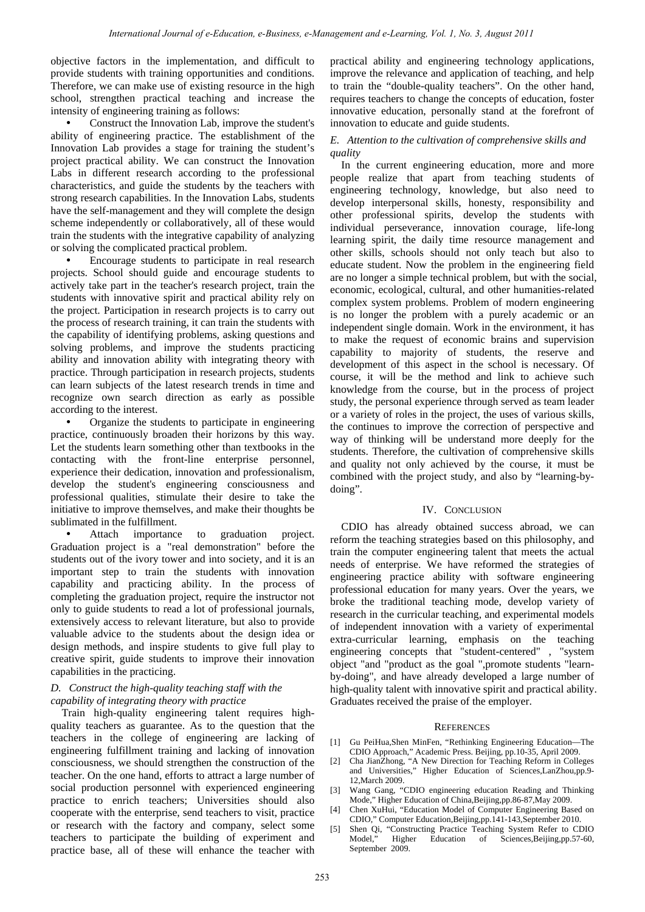objective factors in the implementation, and difficult to provide students with training opportunities and conditions. Therefore, we can make use of existing resource in the high school, strengthen practical teaching and increase the intensity of engineering training as follows:

- Construct the Innovation Lab, improve the student's ability of engineering practice. The establishment of the Innovation Lab provides a stage for training the student's project practical ability. We can construct the Innovation Labs in different research according to the professional characteristics, and guide the students by the teachers with strong research capabilities. In the Innovation Labs, students have the self-management and they will complete the design scheme independently or collaboratively, all of these would train the students with the integrative capability of analyzing or solving the complicated practical problem.
- Encourage students to participate in real research projects. School should guide and encourage students to actively take part in the teacher's research project, train the students with innovative spirit and practical ability rely on the project. Participation in research projects is to carry out the process of research training, it can train the students with the capability of identifying problems, asking questions and solving problems, and improve the students practicing ability and innovation ability with integrating theory with practice. Through participation in research projects, students can learn subjects of the latest research trends in time and recognize own search direction as early as possible according to the interest.
- Organize the students to participate in engineering practice, continuously broaden their horizons by this way. Let the students learn something other than textbooks in the contacting with the front-line enterprise personnel, experience their dedication, innovation and professionalism, develop the student's engineering consciousness and professional qualities, stimulate their desire to take the initiative to improve themselves, and make their thoughts be sublimated in the fulfillment.
- Attach importance to graduation project. Graduation project is a "real demonstration" before the students out of the ivory tower and into society, and it is an important step to train the students with innovation capability and practicing ability. In the process of completing the graduation project, require the instructor not only to guide students to read a lot of professional journals, extensively access to relevant literature, but also to provide valuable advice to the students about the design idea or design methods, and inspire students to give full play to creative spirit, guide students to improve their innovation capabilities in the practicing.

### *D. Construct the high-quality teaching staff with the capability of integrating theory with practice*

Train high-quality engineering talent requires high-quality teachers as guarantee. As to the question that the teachers in the college of engineering are lacking of engineering fulfillment training and lacking of innovation consciousness, we should strengthen the construction of the teacher. On the one hand, efforts to attract a large number of social production personnel with experienced engineering practice to enrich teachers; Universities should also cooperate with the enterprise, send teachers to visit, practice or research with the factory and company, select some teachers to participate the building of experiment and practice base, all of these will enhance the teacher with practical ability and engineering technology applications, improve the relevance and application of teaching, and help to train the "double-quality teachers". On the other hand, requires teachers to change the concepts of education, foster innovative education, personally stand at the forefront of innovation to educate and guide students.

### *E. Attention to the cultivation of comprehensive skills and quality*

In the current engineering education, more and more people realize that apart from teaching students of engineering technology, knowledge, but also need to develop interpersonal skills, honesty, responsibility and other professional spirits, develop the students with individual perseverance, innovation courage, life-long learning spirit, the daily time resource management and other skills, schools should not only teach but also to educate student. Now the problem in the engineering field are no longer a simple technical problem, but with the social, economic, ecological, cultural, and other humanities-related complex system problems. Problem of modern engineering is no longer the problem with a purely academic or an independent single domain. Work in the environment, it has to make the request of economic brains and supervision capability to majority of students, the reserve and development of this aspect in the school is necessary. Of course, it will be the method and link to achieve such knowledge from the course, but in the process of project study, the personal experience through served as team leader or a variety of roles in the project, the uses of various skills, the continues to improve the correction of perspective and way of thinking will be understand more deeply for the students. Therefore, the cultivation of comprehensive skills and quality not only achieved by the course, it must be combined with the project study, and also by "learning-by-doing".

## IV. Conclusion

CDIO has already obtained success abroad, we can reform the teaching strategies based on this philosophy, and train the computer engineering talent that meets the actual needs of enterprise. We have reformed the strategies of engineering practice ability with software engineering professional education for many years. Over the years, we broke the traditional teaching mode, develop variety of research in the curricular teaching, and experimental models of independent innovation with a variety of experimental extra-curricular learning, emphasis on the teaching engineering concepts that "student-centered" , "system object "and "product as the goal ",promote students "learn-by-doing", and have already developed a large number of high-quality talent with innovative spirit and practical ability. Graduates received the praise of the employer.

## References

[1] Gu PeiHua,Shen MinFen, "Rethinking Engineering Education—The CDIO Approach," Academic Press. Beijing, pp.10-35, April 2009.

[2] Cha JianZhong, "A New Direction for Teaching Reform in Colleges and Universities," Higher Education of Sciences,LanZhou,pp.9-12,March 2009.

[3] Wang Gang, "CDIO engineering education Reading and Thinking Mode," Higher Education of China,Beijing,pp.86-87,May 2009.

[4] Chen XuHui, "Education Model of Computer Engineering Based on CDIO," Computer Education,Beijing,pp.141-143,September 2010.

[5] Shen Qi, "Constructing Practice Teaching System Refer to CDIO Model," Higher Education of Sciences,Beijing,pp.57-60, September 2009.